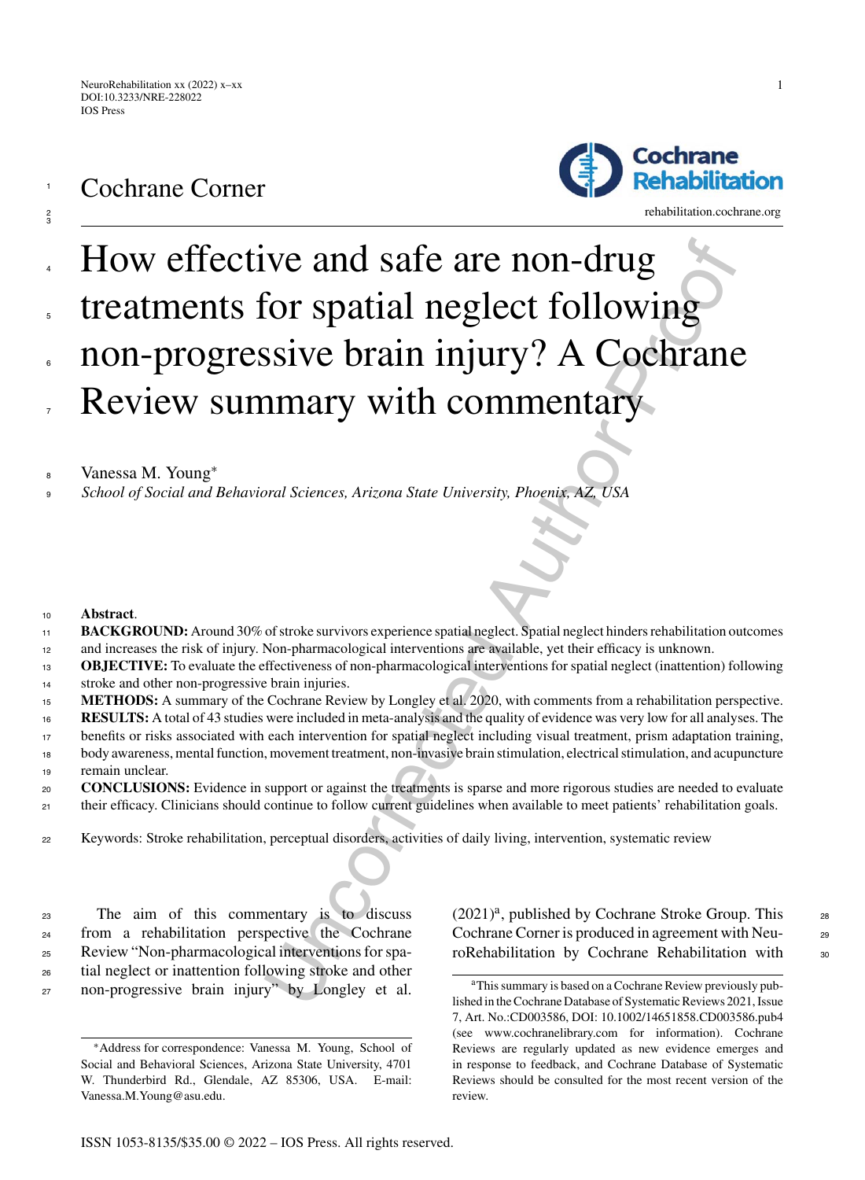Cochrane Corner

# How effective and safe are non-drug treatments for spatial neglect following non-progressive brain injury? A Cochrane Review summary with commentary

Vanessa M. Young*

*School of Social and Behavioral Sciences, Arizona State University, Phoenix, AZ, USA*

**Abstract**.

**BACKGROUND:** Around 30% of stroke survivors experience spatial neglect. Spatial neglect hinders rehabilitation outcomes and increases the risk of injury. Non-pharmacological interventions are available, yet their efficacy is unknown.

**OBJECTIVE:** To evaluate the effectiveness of non-pharmacological interventions for spatial neglect (inattention) following stroke and other non-progressive brain injuries.

**METHODS:** A summary of the Cochrane Review by Longley et al. 2020, with comments from a rehabilitation perspective.

**RESULTS:** A total of 43 studies were included in meta-analysis and the quality of evidence was very low for all analyses. The benefits or risks associated with each intervention for spatial neglect including visual treatment, prism adaptation training, body awareness, mental function, movement treatment, non-invasive brain stimulation, electrical stimulation, and acupuncture remain unclear.

**CONCLUSIONS:** Evidence in support or against the treatments is sparse and more rigorous studies are needed to evaluate their efficacy. Clinicians should continue to follow current guidelines when available to meet patients' rehabilitation goals.

Keywords: Stroke rehabilitation, perceptual disorders, activities of daily living, intervention, systematic review

The aim of this commentary is to discuss from a rehabilitation perspective the Cochrane Review "Non-pharmacological interventions for spatial neglect or inattention following stroke and other non-progressive brain injury" by Longley et al. (2021)[a], published by Cochrane Stroke Group. This Cochrane Corner is produced in agreement with NeuroRehabilitation by Cochrane Rehabilitation with

*Address for correspondence: Vanessa M. Young, School of Social and Behavioral Sciences, Arizona State University, 4701 W. Thunderbird Rd., Glendale, AZ 85306, USA. E-mail: Vanessa.M.Young@asu.edu.

[a]This summary is based on a Cochrane Review previously published in the Cochrane Database of Systematic Reviews 2021, Issue 7, Art. No.:CD003586, DOI: 10.1002/14651858.CD003586.pub4 (see www.cochranelibrary.com for information). Cochrane Reviews are regularly updated as new evidence emerges and in response to feedback, and Cochrane Database of Systematic Reviews should be consulted for the most recent version of the review.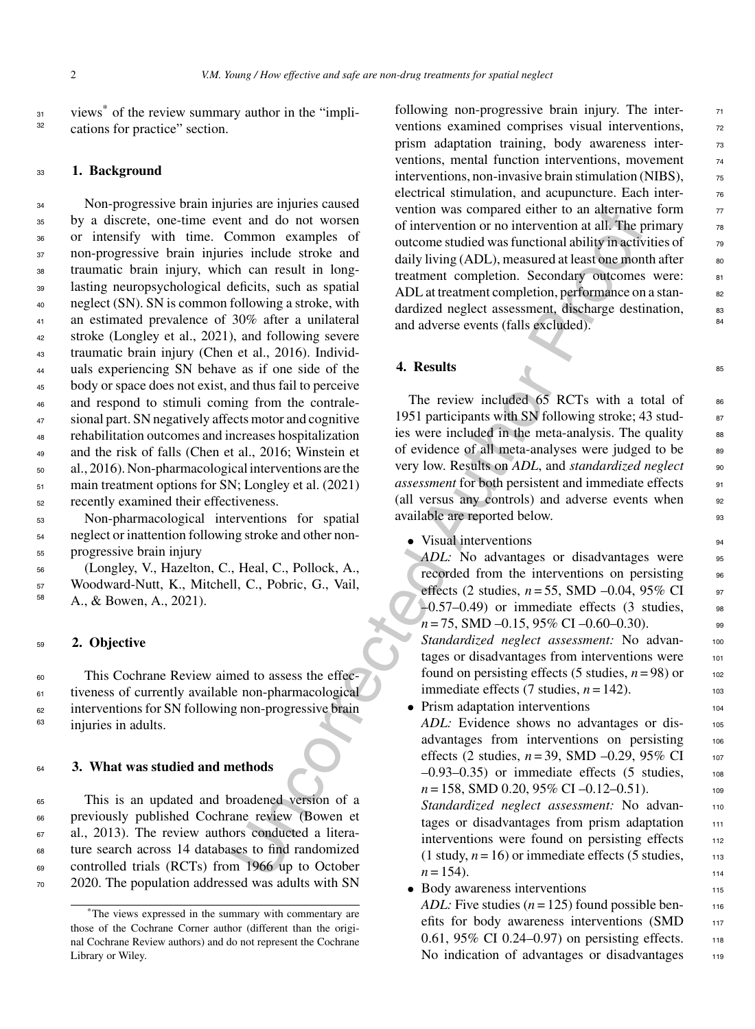views* of the review summary author in the "implications for practice" section.

## 1. Background

Non-progressive brain injuries are injuries caused by a discrete, one-time event and do not worsen or intensify with time. Common examples of non-progressive brain injuries include stroke and traumatic brain injury, which can result in long-lasting neuropsychological deficits, such as spatial neglect (SN). SN is common following a stroke, with an estimated prevalence of 30% after a unilateral stroke (Longley et al., 2021), and following severe traumatic brain injury (Chen et al., 2016). Individuals experiencing SN behave as if one side of the body or space does not exist, and thus fail to perceive and respond to stimuli coming from the contralesional part. SN negatively affects motor and cognitive rehabilitation outcomes and increases hospitalization and the risk of falls (Chen et al., 2016; Winstein et al., 2016). Non-pharmacological interventions are the main treatment options for SN; Longley et al. (2021) recently examined their effectiveness.

Non-pharmacological interventions for spatial neglect or inattention following stroke and other non-progressive brain injury

(Longley, V., Hazelton, C., Heal, C., Pollock, A., Woodward-Nutt, K., Mitchell, C., Pobric, G., Vail, A., & Bowen, A., 2021).

## 2. Objective

This Cochrane Review aimed to assess the effectiveness of currently available non-pharmacological interventions for SN following non-progressive brain injuries in adults.

## 3. What was studied and methods

This is an updated and broadened version of a previously published Cochrane review (Bowen et al., 2013). The review authors conducted a literature search across 14 databases to find randomized controlled trials (RCTs) from 1966 up to October 2020. The population addressed was adults with SN following non-progressive brain injury. The interventions examined comprises visual interventions, prism adaptation training, body awareness interventions, mental function interventions, movement interventions, non-invasive brain stimulation (NIBS), electrical stimulation, and acupuncture. Each intervention was compared either to an alternative form of intervention or no intervention at all. The primary outcome studied was functional ability in activities of daily living (ADL), measured at least one month after treatment completion. Secondary outcomes were: ADL at treatment completion, performance on a standardized neglect assessment, discharge destination, and adverse events (falls excluded).

## 4. Results

The review included 65 RCTs with a total of 1951 participants with SN following stroke; 43 studies were included in the meta-analysis. The quality of evidence of all meta-analyses were judged to be very low. Results on *ADL*, and *standardized neglect assessment* for both persistent and immediate effects (all versus any controls) and adverse events when available are reported below.

- Visual interventions
  *ADL:* No advantages or disadvantages were recorded from the interventions on persisting effects (2 studies, $n = 55$, SMD –0.04, 95% CI –0.57–0.49) or immediate effects (3 studies, $n = 75$, SMD –0.15, 95% CI –0.60–0.30).
  *Standardized neglect assessment:* No advantages or disadvantages from interventions were found on persisting effects (5 studies, $n = 98$) or immediate effects (7 studies, $n = 142$).
- Prism adaptation interventions
  *ADL:* Evidence shows no advantages or disadvantages from interventions on persisting effects (2 studies, $n = 39$, SMD –0.29, 95% CI –0.93–0.35) or immediate effects (5 studies, $n = 158$, SMD 0.20, 95% CI –0.12–0.51).
  *Standardized neglect assessment:* No advantages or disadvantages from prism adaptation interventions were found on persisting effects (1 study, $n = 16$) or immediate effects (5 studies, $n = 154$).
- Body awareness interventions
  *ADL:* Five studies ($n = 125$) found possible benefits for body awareness interventions (SMD 0.61, 95% CI 0.24–0.97) on persisting effects. No indication of advantages or disadvantages

*The views expressed in the summary with commentary are those of the Cochrane Corner author (different than the original Cochrane Review authors) and do not represent the Cochrane Library or Wiley.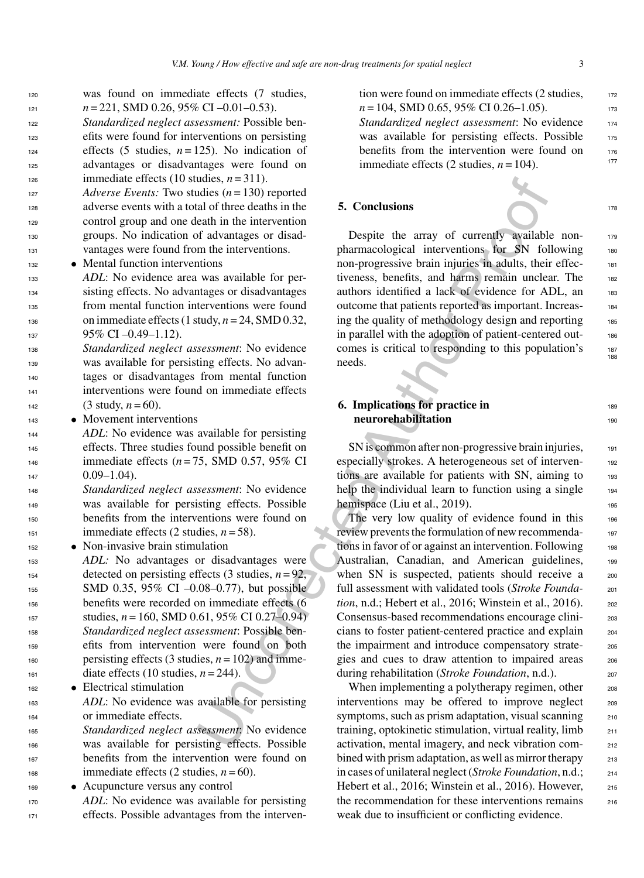was found on immediate effects (7 studies, $n = 221$, SMD 0.26, 95% CI –0.01–0.53).

*Standardized neglect assessment:* Possible benefits were found for interventions on persisting effects (5 studies, $n = 125$). No indication of advantages or disadvantages were found on immediate effects (10 studies, $n = 311$).

*Adverse Events:* Two studies ($n = 130$) reported adverse events with a total of three deaths in the control group and one death in the intervention groups. No indication of advantages or disadvantages were found from the interventions.

- Mental function interventions

  *ADL*: No evidence area was available for persisting effects. No advantages or disadvantages from mental function interventions were found on immediate effects (1 study, $n = 24$, SMD 0.32, 95% CI –0.49–1.12).

  *Standardized neglect assessment*: No evidence was available for persisting effects. No advantages or disadvantages from mental function interventions were found on immediate effects (3 study, $n = 60$).

- Movement interventions

  *ADL*: No evidence was available for persisting effects. Three studies found possible benefit on immediate effects ($n = 75$, SMD 0.57, 95% CI 0.09–1.04).

  *Standardized neglect assessment*: No evidence was available for persisting effects. Possible benefits from the interventions were found on immediate effects (2 studies, $n = 58$).

- Non-invasive brain stimulation

  *ADL:* No advantages or disadvantages were detected on persisting effects (3 studies, $n = 92$, SMD 0.35, 95% CI –0.08–0.77), but possible benefits were recorded on immediate effects (6 studies, $n = 160$, SMD 0.61, 95% CI 0.27–0.94)

  *Standardized neglect assessment*: Possible benefits from intervention were found on both persisting effects (3 studies, $n = 102$) and immediate effects (10 studies, $n = 244$).

- Electrical stimulation

  *ADL*: No evidence was available for persisting or immediate effects.

  *Standardized neglect assessment*: No evidence was available for persisting effects. Possible benefits from the intervention were found on immediate effects (2 studies, $n = 60$).

- Acupuncture versus any control

  *ADL*: No evidence was available for persisting effects. Possible advantages from the intervention were found on immediate effects (2 studies, $n = 104$, SMD 0.65, 95% CI 0.26–1.05).

  *Standardized neglect assessment*: No evidence was available for persisting effects. Possible benefits from the intervention were found on immediate effects (2 studies, $n = 104$).

## 5. Conclusions

Despite the array of currently available non-pharmacological interventions for SN following non-progressive brain injuries in adults, their effectiveness, benefits, and harms remain unclear. The authors identified a lack of evidence for ADL, an outcome that patients reported as important. Increasing the quality of methodology design and reporting in parallel with the adoption of patient-centered outcomes is critical to responding to this population's needs.

## 6. Implications for practice in neurorehabilitation

SN is common after non-progressive brain injuries, especially strokes. A heterogeneous set of interventions are available for patients with SN, aiming to help the individual learn to function using a single hemispace (Liu et al., 2019).

The very low quality of evidence found in this review prevents the formulation of new recommendations in favor of or against an intervention. Following Australian, Canadian, and American guidelines, when SN is suspected, patients should receive a full assessment with validated tools (*Stroke Foundation*, n.d.; Hebert et al., 2016; Winstein et al., 2016). Consensus-based recommendations encourage clinicians to foster patient-centered practice and explain the impairment and introduce compensatory strategies and cues to draw attention to impaired areas during rehabilitation (*Stroke Foundation*, n.d.).

When implementing a polytherapy regimen, other interventions may be offered to improve neglect symptoms, such as prism adaptation, visual scanning training, optokinetic stimulation, virtual reality, limb activation, mental imagery, and neck vibration combined with prism adaptation, as well as mirror therapy in cases of unilateral neglect (*Stroke Foundation*, n.d.; Hebert et al., 2016; Winstein et al., 2016). However, the recommendation for these interventions remains weak due to insufficient or conflicting evidence.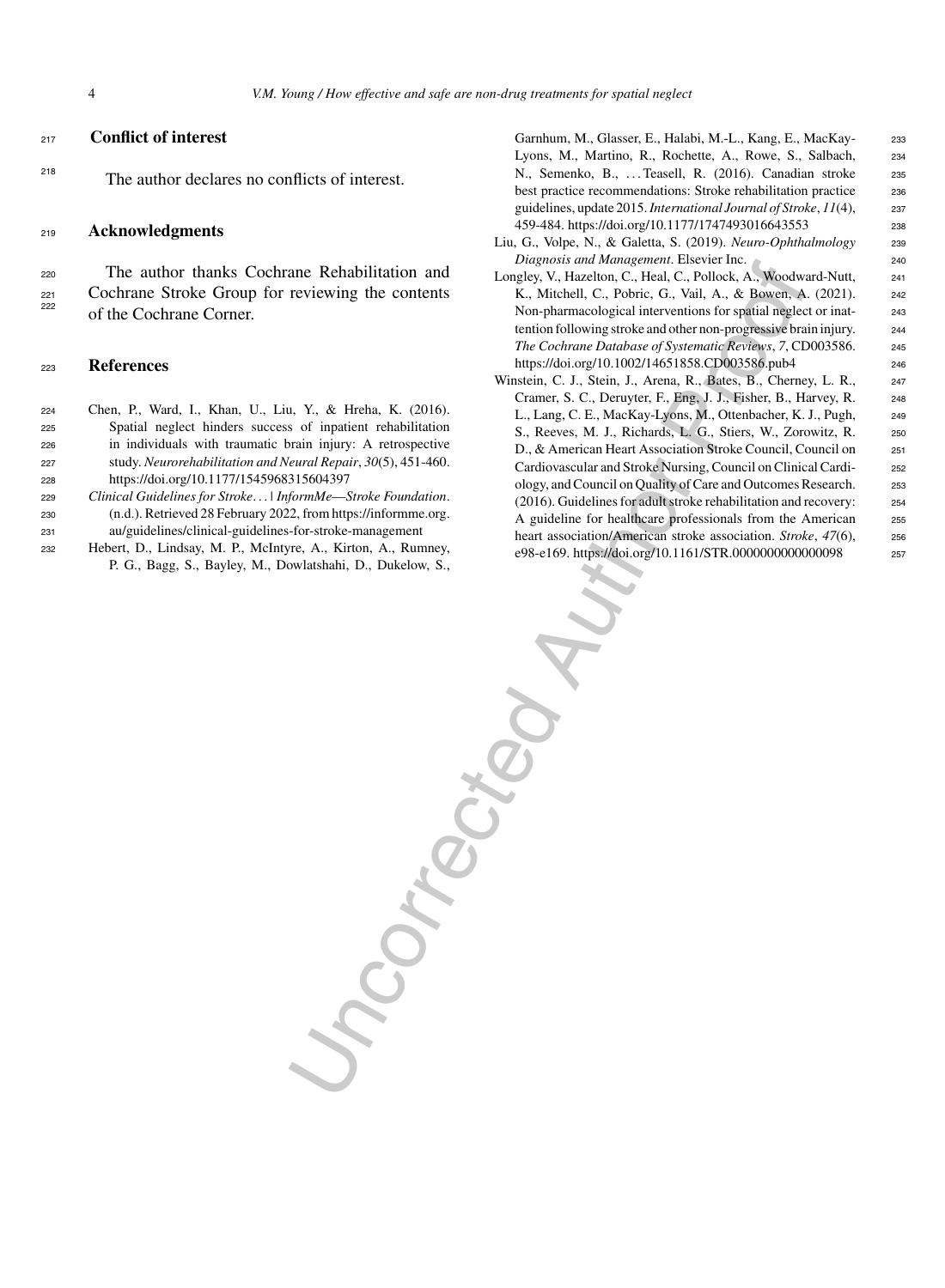## Conflict of interest

The author declares no conflicts of interest.

## Acknowledgments

The author thanks Cochrane Rehabilitation and Cochrane Stroke Group for reviewing the contents of the Cochrane Corner.

## References

Chen, P., Ward, I., Khan, U., Liu, Y., & Hreha, K. (2016). Spatial neglect hinders success of inpatient rehabilitation in individuals with traumatic brain injury: A retrospective study. *Neurorehabilitation and Neural Repair*, *30*(5), 451-460. https://doi.org/10.1177/1545968315604397

*Clinical Guidelines for Stroke…* | *InformMe—Stroke Foundation*. (n.d.). Retrieved 28 February 2022, from https://informme.org.au/guidelines/clinical-guidelines-for-stroke-management

Hebert, D., Lindsay, M. P., McIntyre, A., Kirton, A., Rumney, P. G., Bagg, S., Bayley, M., Dowlatshahi, D., Dukelow, S., Garnhum, M., Glasser, E., Halabi, M.-L., Kang, E., MacKay-Lyons, M., Martino, R., Rochette, A., Rowe, S., Salbach, N., Semenko, B., …Teasell, R. (2016). Canadian stroke best practice recommendations: Stroke rehabilitation practice guidelines, update 2015. *International Journal of Stroke*, *11*(4), 459-484. https://doi.org/10.1177/1747493016643553

Liu, G., Volpe, N., & Galetta, S. (2019). *Neuro-Ophthalmology Diagnosis and Management*. Elsevier Inc.

Longley, V., Hazelton, C., Heal, C., Pollock, A., Woodward-Nutt, K., Mitchell, C., Pobric, G., Vail, A., & Bowen, A. (2021). Non-pharmacological interventions for spatial neglect or inattention following stroke and other non-progressive brain injury. *The Cochrane Database of Systematic Reviews*, *7*, CD003586. https://doi.org/10.1002/14651858.CD003586.pub4

Winstein, C. J., Stein, J., Arena, R., Bates, B., Cherney, L. R., Cramer, S. C., Deruyter, F., Eng, J. J., Fisher, B., Harvey, R. L., Lang, C. E., MacKay-Lyons, M., Ottenbacher, K. J., Pugh, S., Reeves, M. J., Richards, L. G., Stiers, W., Zorowitz, R. D., & American Heart Association Stroke Council, Council on Cardiovascular and Stroke Nursing, Council on Clinical Cardiology, and Council on Quality of Care and Outcomes Research. (2016). Guidelines for adult stroke rehabilitation and recovery: A guideline for healthcare professionals from the American heart association/American stroke association. *Stroke*, *47*(6), e98-e169. https://doi.org/10.1161/STR.0000000000000098